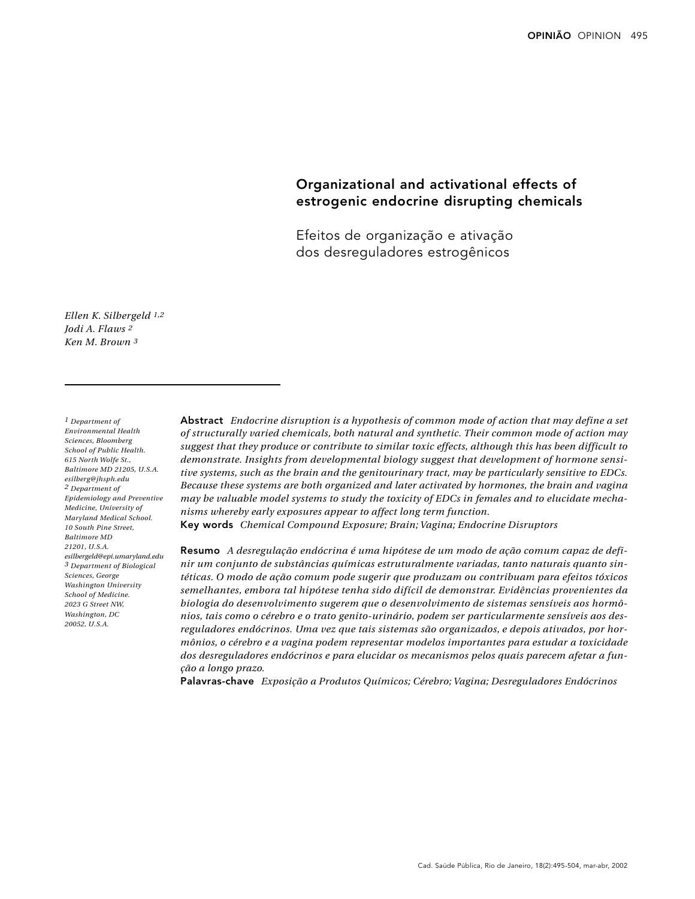# Organizational and activational effects of estrogenic endocrine disrupting chemicals

## Efeitos de organização e ativação dos desreguladores estrogênicos

*Ellen K. Silbergeld* [1,2]
*Jodi A. Flaws* [2]
*Ken M. Brown* [3]

[1] *Department of Environmental Health Sciences, Bloomberg School of Public Health. 615 North Wolfe St., Baltimore MD 21205, U.S.A. esilberg@jhsph.edu*
[2] *Department of Epidemiology and Preventive Medicine, University of Maryland Medical School. 10 South Pine Street, Baltimore MD 21201, U.S.A. esilbergeld@epi.umaryland.edu*
[3] *Department of Biological Sciences, George Washington University School of Medicine. 2023 G Street NW, Washington, DC 20052, U.S.A.*

**Abstract** *Endocrine disruption is a hypothesis of common mode of action that may define a set of structurally varied chemicals, both natural and synthetic. Their common mode of action may suggest that they produce or contribute to similar toxic effects, although this has been difficult to demonstrate. Insights from developmental biology suggest that development of hormone sensitive systems, such as the brain and the genitourinary tract, may be particularly sensitive to EDCs. Because these systems are both organized and later activated by hormones, the brain and vagina may be valuable model systems to study the toxicity of EDCs in females and to elucidate mechanisms whereby early exposures appear to affect long term function.*
**Key words** *Chemical Compound Exposure; Brain; Vagina; Endocrine Disruptors*

**Resumo** *A desregulação endócrina é uma hipótese de um modo de ação comum capaz de definir um conjunto de substâncias químicas estruturalmente variadas, tanto naturais quanto sintéticas. O modo de ação comum pode sugerir que produzam ou contribuam para efeitos tóxicos semelhantes, embora tal hipótese tenha sido difícil de demonstrar. Evidências provenientes da biologia do desenvolvimento sugerem que o desenvolvimento de sistemas sensíveis aos hormônios, tais como o cérebro e o trato genito-urinário, podem ser particularmente sensíveis aos desreguladores endócrinos. Uma vez que tais sistemas são organizados, e depois ativados, por hormônios, o cérebro e a vagina podem representar modelos importantes para estudar a toxicidade dos desreguladores endócrinos e para elucidar os mecanismos pelos quais parecem afetar a função a longo prazo.*
**Palavras-chave** *Exposição a Produtos Químicos; Cérebro; Vagina; Desreguladores Endócrinos*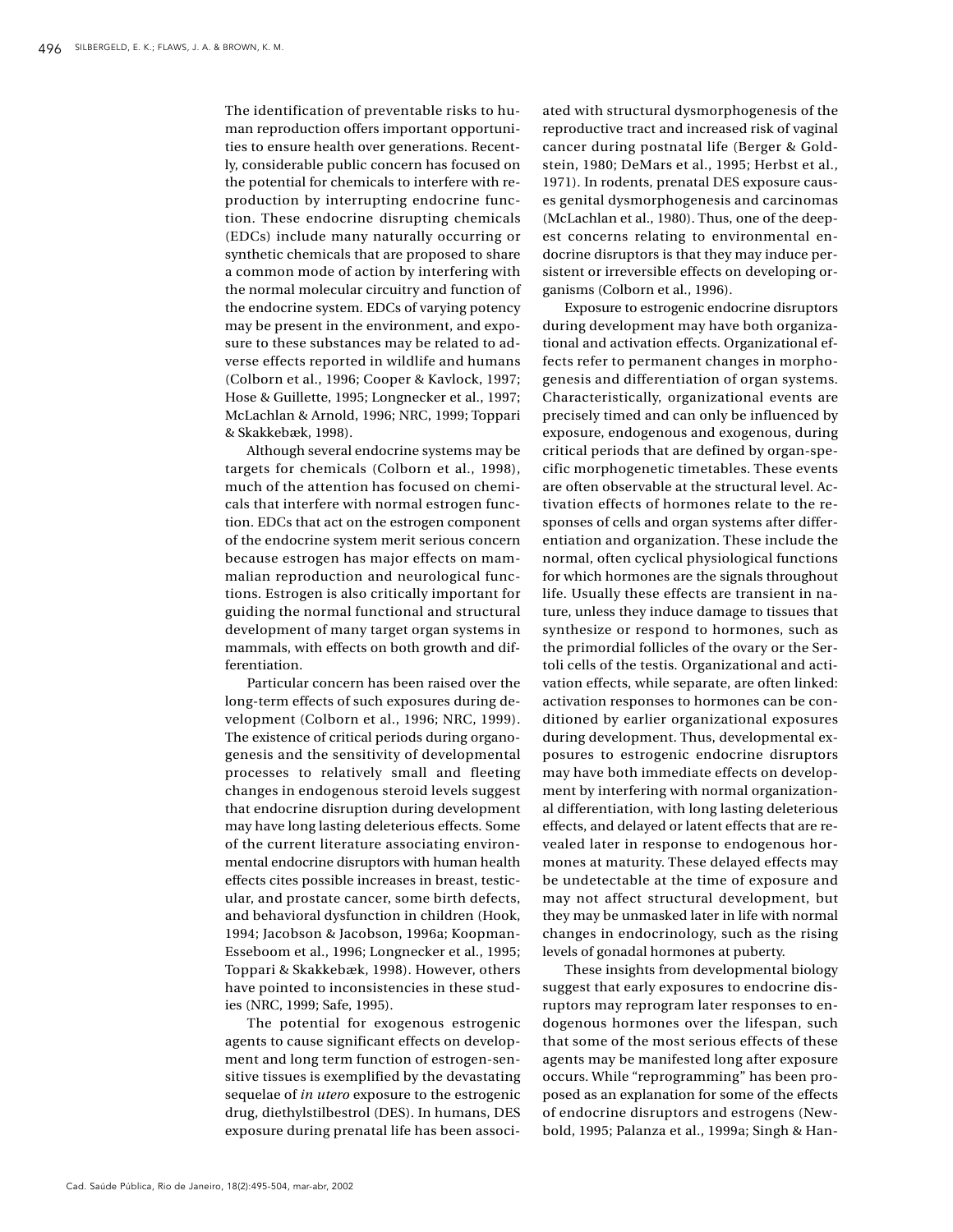The identification of preventable risks to human reproduction offers important opportunities to ensure health over generations. Recently, considerable public concern has focused on the potential for chemicals to interfere with reproduction by interrupting endocrine function. These endocrine disrupting chemicals (EDCs) include many naturally occurring or synthetic chemicals that are proposed to share a common mode of action by interfering with the normal molecular circuitry and function of the endocrine system. EDCs of varying potency may be present in the environment, and exposure to these substances may be related to adverse effects reported in wildlife and humans (Colborn et al., 1996; Cooper & Kavlock, 1997; Hose & Guillette, 1995; Longnecker et al., 1997; McLachlan & Arnold, 1996; NRC, 1999; Toppari & Skakkebæk, 1998).

Although several endocrine systems may be targets for chemicals (Colborn et al., 1998), much of the attention has focused on chemicals that interfere with normal estrogen function. EDCs that act on the estrogen component of the endocrine system merit serious concern because estrogen has major effects on mammalian reproduction and neurological functions. Estrogen is also critically important for guiding the normal functional and structural development of many target organ systems in mammals, with effects on both growth and differentiation.

Particular concern has been raised over the long-term effects of such exposures during development (Colborn et al., 1996; NRC, 1999). The existence of critical periods during organogenesis and the sensitivity of developmental processes to relatively small and fleeting changes in endogenous steroid levels suggest that endocrine disruption during development may have long lasting deleterious effects. Some of the current literature associating environmental endocrine disruptors with human health effects cites possible increases in breast, testicular, and prostate cancer, some birth defects, and behavioral dysfunction in children (Hook, 1994; Jacobson & Jacobson, 1996a; Koopman-Esseboom et al., 1996; Longnecker et al., 1995; Toppari & Skakkebæk, 1998). However, others have pointed to inconsistencies in these studies (NRC, 1999; Safe, 1995).

The potential for exogenous estrogenic agents to cause significant effects on development and long term function of estrogen-sensitive tissues is exemplified by the devastating sequelae of *in utero* exposure to the estrogenic drug, diethylstilbestrol (DES). In humans, DES exposure during prenatal life has been associated with structural dysmorphogenesis of the reproductive tract and increased risk of vaginal cancer during postnatal life (Berger & Goldstein, 1980; DeMars et al., 1995; Herbst et al., 1971). In rodents, prenatal DES exposure causes genital dysmorphogenesis and carcinomas (McLachlan et al., 1980). Thus, one of the deepest concerns relating to environmental endocrine disruptors is that they may induce persistent or irreversible effects on developing organisms (Colborn et al., 1996).

Exposure to estrogenic endocrine disruptors during development may have both organizational and activation effects. Organizational effects refer to permanent changes in morphogenesis and differentiation of organ systems. Characteristically, organizational events are precisely timed and can only be influenced by exposure, endogenous and exogenous, during critical periods that are defined by organ-specific morphogenetic timetables. These events are often observable at the structural level. Activation effects of hormones relate to the responses of cells and organ systems after differentiation and organization. These include the normal, often cyclical physiological functions for which hormones are the signals throughout life. Usually these effects are transient in nature, unless they induce damage to tissues that synthesize or respond to hormones, such as the primordial follicles of the ovary or the Sertoli cells of the testis. Organizational and activation effects, while separate, are often linked: activation responses to hormones can be conditioned by earlier organizational exposures during development. Thus, developmental exposures to estrogenic endocrine disruptors may have both immediate effects on development by interfering with normal organizational differentiation, with long lasting deleterious effects, and delayed or latent effects that are revealed later in response to endogenous hormones at maturity. These delayed effects may be undetectable at the time of exposure and may not affect structural development, but they may be unmasked later in life with normal changes in endocrinology, such as the rising levels of gonadal hormones at puberty.

These insights from developmental biology suggest that early exposures to endocrine disruptors may reprogram later responses to endogenous hormones over the lifespan, such that some of the most serious effects of these agents may be manifested long after exposure occurs. While "reprogramming" has been proposed as an explanation for some of the effects of endocrine disruptors and estrogens (Newbold, 1995; Palanza et al., 1999a; Singh & Han-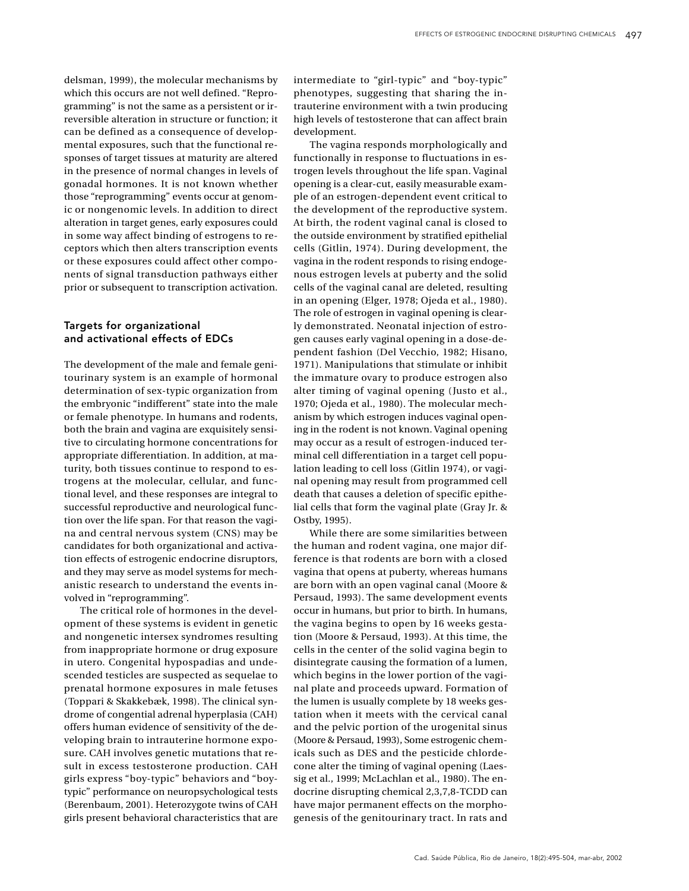delsman, 1999), the molecular mechanisms by which this occurs are not well defined. "Reprogramming" is not the same as a persistent or irreversible alteration in structure or function; it can be defined as a consequence of developmental exposures, such that the functional responses of target tissues at maturity are altered in the presence of normal changes in levels of gonadal hormones. It is not known whether those "reprogramming" events occur at genomic or nongenomic levels. In addition to direct alteration in target genes, early exposures could in some way affect binding of estrogens to receptors which then alters transcription events or these exposures could affect other components of signal transduction pathways either prior or subsequent to transcription activation.

## Targets for organizational and activational effects of EDCs

The development of the male and female genitourinary system is an example of hormonal determination of sex-typic organization from the embryonic "indifferent" state into the male or female phenotype. In humans and rodents, both the brain and vagina are exquisitely sensitive to circulating hormone concentrations for appropriate differentiation. In addition, at maturity, both tissues continue to respond to estrogens at the molecular, cellular, and functional level, and these responses are integral to successful reproductive and neurological function over the life span. For that reason the vagina and central nervous system (CNS) may be candidates for both organizational and activation effects of estrogenic endocrine disruptors, and they may serve as model systems for mechanistic research to understand the events involved in "reprogramming".

The critical role of hormones in the development of these systems is evident in genetic and nongenetic intersex syndromes resulting from inappropriate hormone or drug exposure in utero. Congenital hypospadias and undescended testicles are suspected as sequelae to prenatal hormone exposures in male fetuses (Toppari & Skakkebæk, 1998). The clinical syndrome of congential adrenal hyperplasia (CAH) offers human evidence of sensitivity of the developing brain to intrauterine hormone exposure. CAH involves genetic mutations that result in excess testosterone production. CAH girls express "boy-typic" behaviors and "boy-typic" performance on neuropsychological tests (Berenbaum, 2001). Heterozygote twins of CAH girls present behavioral characteristics that are intermediate to "girl-typic" and "boy-typic" phenotypes, suggesting that sharing the intrauterine environment with a twin producing high levels of testosterone that can affect brain development.

The vagina responds morphologically and functionally in response to fluctuations in estrogen levels throughout the life span. Vaginal opening is a clear-cut, easily measurable example of an estrogen-dependent event critical to the development of the reproductive system. At birth, the rodent vaginal canal is closed to the outside environment by stratified epithelial cells (Gitlin, 1974). During development, the vagina in the rodent responds to rising endogenous estrogen levels at puberty and the solid cells of the vaginal canal are deleted, resulting in an opening (Elger, 1978; Ojeda et al., 1980). The role of estrogen in vaginal opening is clearly demonstrated. Neonatal injection of estrogen causes early vaginal opening in a dose-dependent fashion (Del Vecchio, 1982; Hisano, 1971). Manipulations that stimulate or inhibit the immature ovary to produce estrogen also alter timing of vaginal opening (Justo et al., 1970; Ojeda et al., 1980). The molecular mechanism by which estrogen induces vaginal opening in the rodent is not known. Vaginal opening may occur as a result of estrogen-induced terminal cell differentiation in a target cell population leading to cell loss (Gitlin 1974), or vaginal opening may result from programmed cell death that causes a deletion of specific epithelial cells that form the vaginal plate (Gray Jr. & Ostby, 1995).

While there are some similarities between the human and rodent vagina, one major difference is that rodents are born with a closed vagina that opens at puberty, whereas humans are born with an open vaginal canal (Moore & Persaud, 1993). The same development events occur in humans, but prior to birth. In humans, the vagina begins to open by 16 weeks gestation (Moore & Persaud, 1993). At this time, the cells in the center of the solid vagina begin to disintegrate causing the formation of a lumen, which begins in the lower portion of the vaginal plate and proceeds upward. Formation of the lumen is usually complete by 18 weeks gestation when it meets with the cervical canal and the pelvic portion of the urogenital sinus (Moore & Persaud, 1993), Some estrogenic chemicals such as DES and the pesticide chlordecone alter the timing of vaginal opening (Laessig et al., 1999; McLachlan et al., 1980). The endocrine disrupting chemical 2,3,7,8-TCDD can have major permanent effects on the morphogenesis of the genitourinary tract. In rats and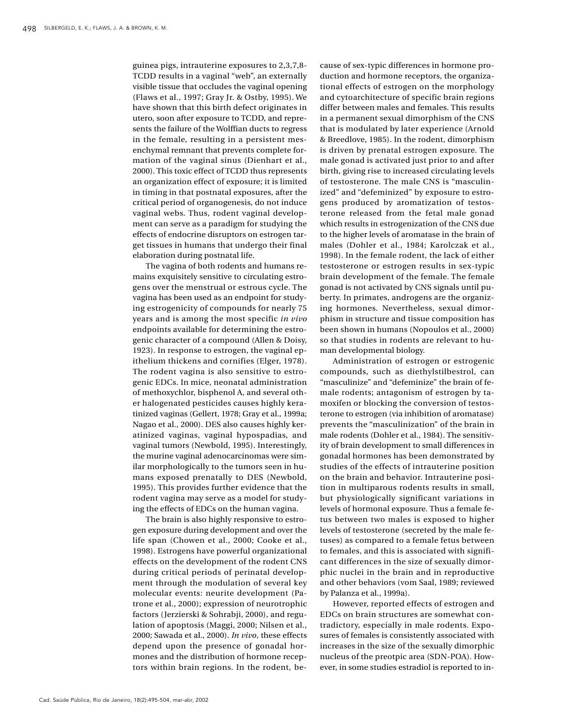guinea pigs, intrauterine exposures to 2,3,7,8-TCDD results in a vaginal "web", an externally visible tissue that occludes the vaginal opening (Flaws et al., 1997; Gray Jr. & Ostby, 1995). We have shown that this birth defect originates in utero, soon after exposure to TCDD, and represents the failure of the Wolffian ducts to regress in the female, resulting in a persistent mesenchymal remnant that prevents complete formation of the vaginal sinus (Dienhart et al., 2000). This toxic effect of TCDD thus represents an organization effect of exposure; it is limited in timing in that postnatal exposures, after the critical period of organogenesis, do not induce vaginal webs. Thus, rodent vaginal development can serve as a paradigm for studying the effects of endocrine disruptors on estrogen target tissues in humans that undergo their final elaboration during postnatal life.

The vagina of both rodents and humans remains exquisitely sensitive to circulating estrogens over the menstrual or estrous cycle. The vagina has been used as an endpoint for studying estrogenicity of compounds for nearly 75 years and is among the most specific *in vivo* endpoints available for determining the estrogenic character of a compound (Allen & Doisy, 1923). In response to estrogen, the vaginal epithelium thickens and cornifies (Elger, 1978). The rodent vagina is also sensitive to estrogenic EDCs. In mice, neonatal administration of methoxychlor, bisphenol A, and several other halogenated pesticides causes highly keratinized vaginas (Gellert, 1978; Gray et al., 1999a; Nagao et al., 2000). DES also causes highly keratinized vaginas, vaginal hypospadias, and vaginal tumors (Newbold, 1995). Interestingly, the murine vaginal adenocarcinomas were similar morphologically to the tumors seen in humans exposed prenatally to DES (Newbold, 1995). This provides further evidence that the rodent vagina may serve as a model for studying the effects of EDCs on the human vagina.

The brain is also highly responsive to estrogen exposure during development and over the life span (Chowen et al., 2000; Cooke et al., 1998). Estrogens have powerful organizational effects on the development of the rodent CNS during critical periods of perinatal development through the modulation of several key molecular events: neurite development (Patrone et al., 2000); expression of neurotrophic factors (Jerzierski & Sohrabji, 2000), and regulation of apoptosis (Maggi, 2000; Nilsen et al., 2000; Sawada et al., 2000). *In vivo*, these effects depend upon the presence of gonadal hormones and the distribution of hormone receptors within brain regions. In the rodent, because of sex-typic differences in hormone production and hormone receptors, the organizational effects of estrogen on the morphology and cytoarchitecture of specific brain regions differ between males and females. This results in a permanent sexual dimorphism of the CNS that is modulated by later experience (Arnold & Breedlove, 1985). In the rodent, dimorphism is driven by prenatal estrogen exposure. The male gonad is activated just prior to and after birth, giving rise to increased circulating levels of testosterone. The male CNS is "masculinized" and "defeminized" by exposure to estrogens produced by aromatization of testosterone released from the fetal male gonad which results in estrogenization of the CNS due to the higher levels of aromatase in the brain of males (Dohler et al., 1984; Karolczak et al., 1998). In the female rodent, the lack of either testosterone or estrogen results in sex-typic brain development of the female. The female gonad is not activated by CNS signals until puberty. In primates, androgens are the organizing hormones. Nevertheless, sexual dimorphism in structure and tissue composition has been shown in humans (Nopoulos et al., 2000) so that studies in rodents are relevant to human developmental biology.

Administration of estrogen or estrogenic compounds, such as diethylstilbestrol, can "masculinize" and "defeminize" the brain of female rodents; antagonism of estrogen by tamoxifen or blocking the conversion of testosterone to estrogen (via inhibition of aromatase) prevents the "masculinization" of the brain in male rodents (Dohler et al., 1984). The sensitivity of brain development to small differences in gonadal hormones has been demonstrated by studies of the effects of intrauterine position on the brain and behavior. Intrauterine position in multiparous rodents results in small, but physiologically significant variations in levels of hormonal exposure. Thus a female fetus between two males is exposed to higher levels of testosterone (secreted by the male fetuses) as compared to a female fetus between to females, and this is associated with significant differences in the size of sexually dimorphic nuclei in the brain and in reproductive and other behaviors (vom Saal, 1989; reviewed by Palanza et al., 1999a).

However, reported effects of estrogen and EDCs on brain structures are somewhat contradictory, especially in male rodents. Exposures of females is consistently associated with increases in the size of the sexually dimorphic nucleus of the preotpic area (SDN-POA). However, in some studies estradiol is reported to in-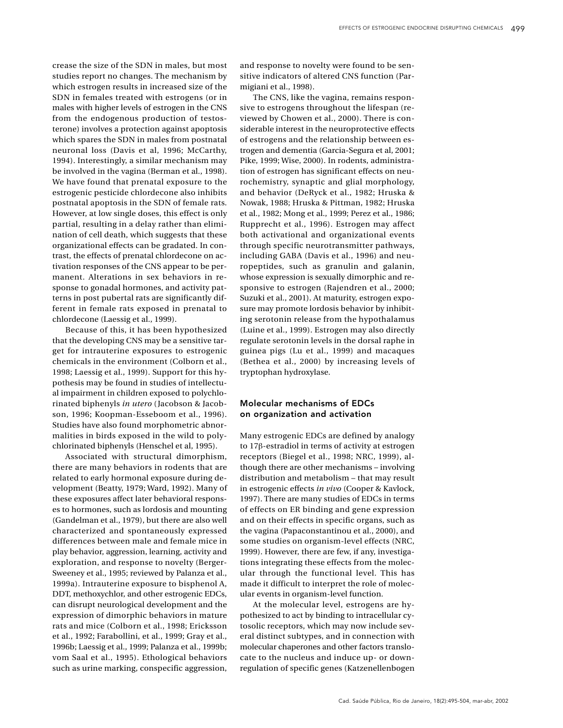crease the size of the SDN in males, but most studies report no changes. The mechanism by which estrogen results in increased size of the SDN in females treated with estrogens (or in males with higher levels of estrogen in the CNS from the endogenous production of testosterone) involves a protection against apoptosis which spares the SDN in males from postnatal neuronal loss (Davis et al, 1996; McCarthy, 1994). Interestingly, a similar mechanism may be involved in the vagina (Berman et al., 1998). We have found that prenatal exposure to the estrogenic pesticide chlordecone also inhibits postnatal apoptosis in the SDN of female rats. However, at low single doses, this effect is only partial, resulting in a delay rather than elimination of cell death, which suggests that these organizational effects can be gradated. In contrast, the effects of prenatal chlordecone on activation responses of the CNS appear to be permanent. Alterations in sex behaviors in response to gonadal hormones, and activity patterns in post pubertal rats are significantly different in female rats exposed in prenatal to chlordecone (Laessig et al., 1999).

Because of this, it has been hypothesized that the developing CNS may be a sensitive target for intrauterine exposures to estrogenic chemicals in the environment (Colborn et al., 1998; Laessig et al., 1999). Support for this hypothesis may be found in studies of intellectual impairment in children exposed to polychlorinated biphenyls *in utero* (Jacobson & Jacobson, 1996; Koopman-Esseboom et al., 1996). Studies have also found morphometric abnormalities in birds exposed in the wild to polychlorinated biphenyls (Henschel et al, 1995).

Associated with structural dimorphism, there are many behaviors in rodents that are related to early hormonal exposure during development (Beatty, 1979; Ward, 1992). Many of these exposures affect later behavioral responses to hormones, such as lordosis and mounting (Gandelman et al., 1979), but there are also well characterized and spontaneously expressed differences between male and female mice in play behavior, aggression, learning, activity and exploration, and response to novelty (Berger-Sweeney et al., 1995; reviewed by Palanza et al., 1999a). Intrauterine exposure to bisphenol A, DDT, methoxychlor, and other estrogenic EDCs, can disrupt neurological development and the expression of dimorphic behaviors in mature rats and mice (Colborn et al., 1998; Ericksson et al., 1992; Farabollini, et al., 1999; Gray et al., 1996b; Laessig et al., 1999; Palanza et al., 1999b; vom Saal et al., 1995). Ethological behaviors such as urine marking, conspecific aggression, and response to novelty were found to be sensitive indicators of altered CNS function (Parmigiani et al., 1998).

The CNS, like the vagina, remains responsive to estrogens throughout the lifespan (reviewed by Chowen et al., 2000). There is considerable interest in the neuroprotective effects of estrogens and the relationship between estrogen and dementia (Garcia-Segura et al, 2001; Pike, 1999; Wise, 2000). In rodents, administration of estrogen has significant effects on neurochemistry, synaptic and glial morphology, and behavior (DeRyck et al., 1982; Hruska & Nowak, 1988; Hruska & Pittman, 1982; Hruska et al., 1982; Mong et al., 1999; Perez et al., 1986; Rupprecht et al., 1996). Estrogen may affect both activational and organizational events through specific neurotransmitter pathways, including GABA (Davis et al., 1996) and neuropeptides, such as granulin and galanin, whose expression is sexually dimorphic and responsive to estrogen (Rajendren et al., 2000; Suzuki et al., 2001). At maturity, estrogen exposure may promote lordosis behavior by inhibiting serotonin release from the hypothalamus (Luine et al., 1999). Estrogen may also directly regulate serotonin levels in the dorsal raphe in guinea pigs (Lu et al., 1999) and macaques (Bethea et al., 2000) by increasing levels of tryptophan hydroxylase.

## Molecular mechanisms of EDCs on organization and activation

Many estrogenic EDCs are defined by analogy to 17β-estradiol in terms of activity at estrogen receptors (Biegel et al., 1998; NRC, 1999), although there are other mechanisms – involving distribution and metabolism – that may result in estrogenic effects *in vivo* (Cooper & Kavlock, 1997). There are many studies of EDCs in terms of effects on ER binding and gene expression and on their effects in specific organs, such as the vagina (Papaconstantinou et al., 2000), and some studies on organism-level effects (NRC, 1999). However, there are few, if any, investigations integrating these effects from the molecular through the functional level. This has made it difficult to interpret the role of molecular events in organism-level function.

At the molecular level, estrogens are hypothesized to act by binding to intracellular cytosolic receptors, which may now include several distinct subtypes, and in connection with molecular chaperones and other factors translocate to the nucleus and induce up- or down-regulation of specific genes (Katzenellenbogen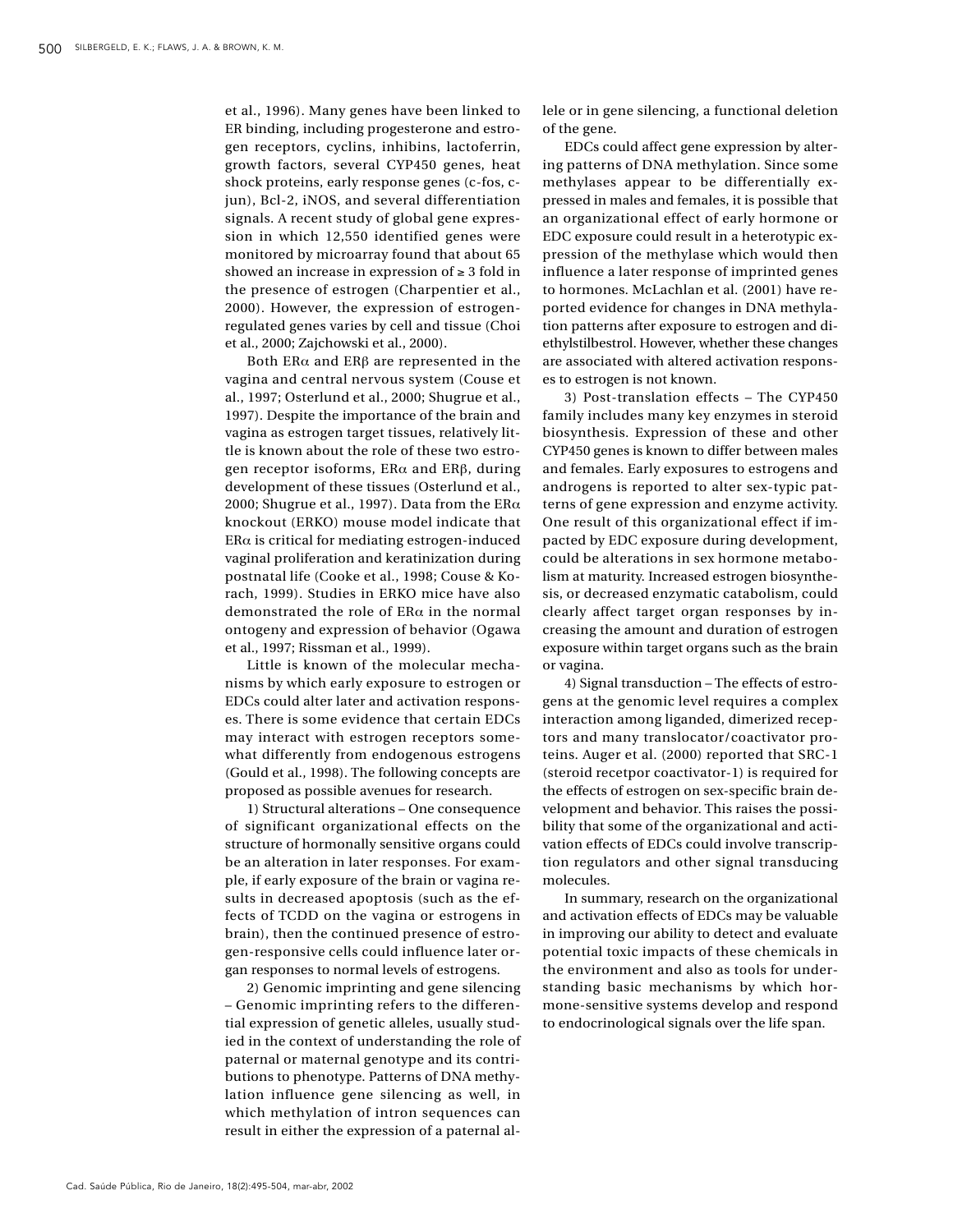et al., 1996). Many genes have been linked to ER binding, including progesterone and estrogen receptors, cyclins, inhibins, lactoferrin, growth factors, several CYP450 genes, heat shock proteins, early response genes (c-fos, c-jun), Bcl-2, iNOS, and several differentiation signals. A recent study of global gene expression in which 12,550 identified genes were monitored by microarray found that about 65 showed an increase in expression of ≥ 3 fold in the presence of estrogen (Charpentier et al., 2000). However, the expression of estrogen-regulated genes varies by cell and tissue (Choi et al., 2000; Zajchowski et al., 2000).

Both ERα and ERβ are represented in the vagina and central nervous system (Couse et al., 1997; Osterlund et al., 2000; Shugrue et al., 1997). Despite the importance of the brain and vagina as estrogen target tissues, relatively little is known about the role of these two estrogen receptor isoforms, ERα and ERβ, during development of these tissues (Osterlund et al., 2000; Shugrue et al., 1997). Data from the ERα knockout (ERKO) mouse model indicate that ERα is critical for mediating estrogen-induced vaginal proliferation and keratinization during postnatal life (Cooke et al., 1998; Couse & Korach, 1999). Studies in ERKO mice have also demonstrated the role of ERα in the normal ontogeny and expression of behavior (Ogawa et al., 1997; Rissman et al., 1999).

Little is known of the molecular mechanisms by which early exposure to estrogen or EDCs could alter later and activation responses. There is some evidence that certain EDCs may interact with estrogen receptors somewhat differently from endogenous estrogens (Gould et al., 1998). The following concepts are proposed as possible avenues for research.

1) Structural alterations – One consequence of significant organizational effects on the structure of hormonally sensitive organs could be an alteration in later responses. For example, if early exposure of the brain or vagina results in decreased apoptosis (such as the effects of TCDD on the vagina or estrogens in brain), then the continued presence of estrogen-responsive cells could influence later organ responses to normal levels of estrogens.

2) Genomic imprinting and gene silencing – Genomic imprinting refers to the differential expression of genetic alleles, usually studied in the context of understanding the role of paternal or maternal genotype and its contributions to phenotype. Patterns of DNA methylation influence gene silencing as well, in which methylation of intron sequences can result in either the expression of a paternal allele or in gene silencing, a functional deletion of the gene.

EDCs could affect gene expression by altering patterns of DNA methylation. Since some methylases appear to be differentially expressed in males and females, it is possible that an organizational effect of early hormone or EDC exposure could result in a heterotypic expression of the methylase which would then influence a later response of imprinted genes to hormones. McLachlan et al. (2001) have reported evidence for changes in DNA methylation patterns after exposure to estrogen and diethylstilbestrol. However, whether these changes are associated with altered activation responses to estrogen is not known.

3) Post-translation effects – The CYP450 family includes many key enzymes in steroid biosynthesis. Expression of these and other CYP450 genes is known to differ between males and females. Early exposures to estrogens and androgens is reported to alter sex-typic patterns of gene expression and enzyme activity. One result of this organizational effect if impacted by EDC exposure during development, could be alterations in sex hormone metabolism at maturity. Increased estrogen biosynthesis, or decreased enzymatic catabolism, could clearly affect target organ responses by increasing the amount and duration of estrogen exposure within target organs such as the brain or vagina.

4) Signal transduction – The effects of estrogens at the genomic level requires a complex interaction among liganded, dimerized receptors and many translocator/coactivator proteins. Auger et al. (2000) reported that SRC-1 (steroid recetpor coactivator-1) is required for the effects of estrogen on sex-specific brain development and behavior. This raises the possibility that some of the organizational and activation effects of EDCs could involve transcription regulators and other signal transducing molecules.

In summary, research on the organizational and activation effects of EDCs may be valuable in improving our ability to detect and evaluate potential toxic impacts of these chemicals in the environment and also as tools for understanding basic mechanisms by which hormone-sensitive systems develop and respond to endocrinological signals over the life span.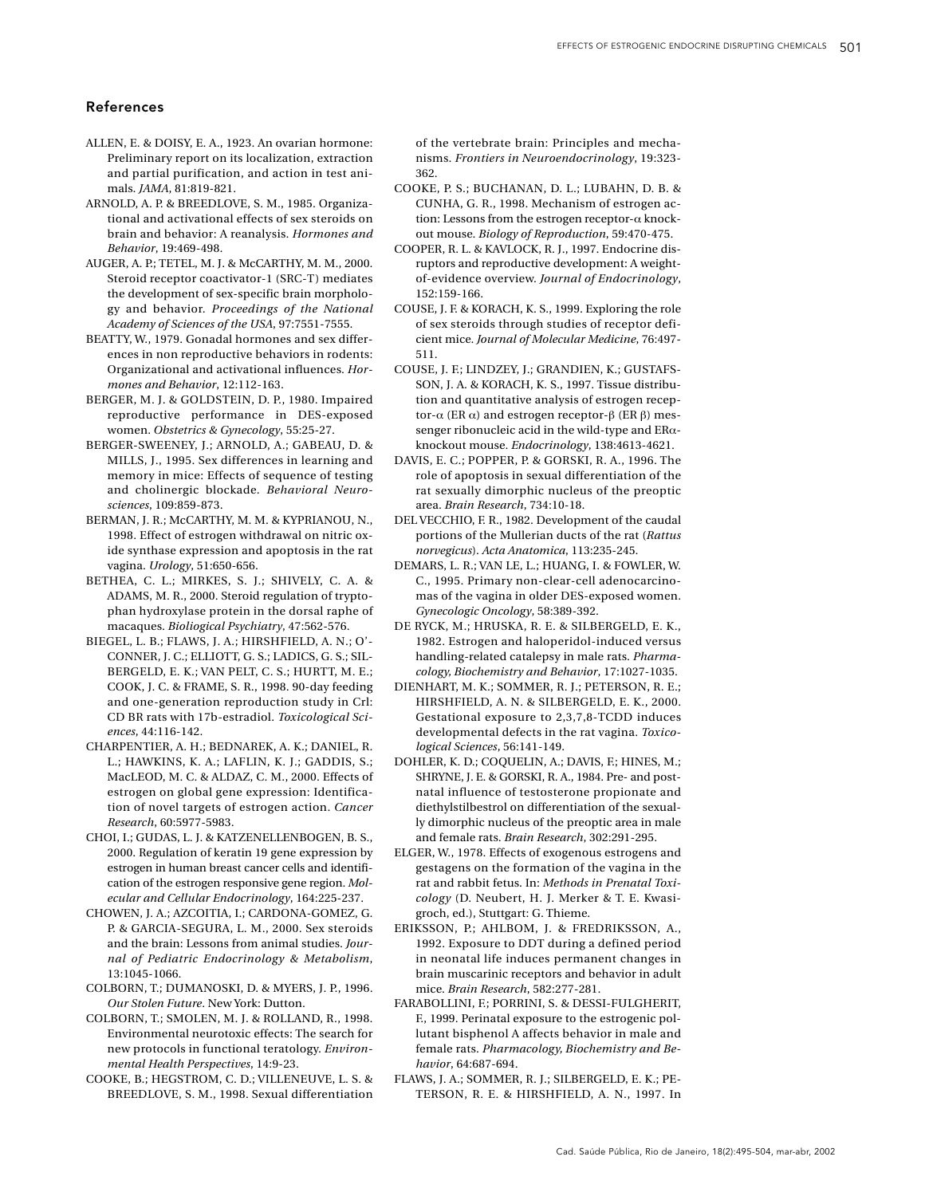## References

ALLEN, E. & DOISY, E. A., 1923. An ovarian hormone: Preliminary report on its localization, extraction and partial purification, and action in test animals. *JAMA*, 81:819-821.

ARNOLD, A. P. & BREEDLOVE, S. M., 1985. Organizational and activational effects of sex steroids on brain and behavior: A reanalysis. *Hormones and Behavior*, 19:469-498.

AUGER, A. P.; TETEL, M. J. & McCARTHY, M. M., 2000. Steroid receptor coactivator-1 (SRC-T) mediates the development of sex-specific brain morphology and behavior. *Proceedings of the National Academy of Sciences of the USA*, 97:7551-7555.

BEATTY, W., 1979. Gonadal hormones and sex differences in non reproductive behaviors in rodents: Organizational and activational influences. *Hormones and Behavior*, 12:112-163.

BERGER, M. J. & GOLDSTEIN, D. P., 1980. Impaired reproductive performance in DES-exposed women. *Obstetrics & Gynecology*, 55:25-27.

BERGER-SWEENEY, J.; ARNOLD, A.; GABEAU, D. & MILLS, J., 1995. Sex differences in learning and memory in mice: Effects of sequence of testing and cholinergic blockade. *Behavioral Neurosciences*, 109:859-873.

BERMAN, J. R.; McCARTHY, M. M. & KYPRIANOU, N., 1998. Effect of estrogen withdrawal on nitric oxide synthase expression and apoptosis in the rat vagina. *Urology*, 51:650-656.

BETHEA, C. L.; MIRKES, S. J.; SHIVELY, C. A. & ADAMS, M. R., 2000. Steroid regulation of tryptophan hydroxylase protein in the dorsal raphe of macaques. *Bioliogical Psychiatry*, 47:562-576.

BIEGEL, L. B.; FLAWS, J. A.; HIRSHFIELD, A. N.; O'-CONNER, J. C.; ELLIOTT, G. S.; LADICS, G. S.; SILBERGELD, E. K.; VAN PELT, C. S.; HURTT, M. E.; COOK, J. C. & FRAME, S. R., 1998. 90-day feeding and one-generation reproduction study in Crl: CD BR rats with 17b-estradiol. *Toxicological Sciences*, 44:116-142.

CHARPENTIER, A. H.; BEDNAREK, A. K.; DANIEL, R. L.; HAWKINS, K. A.; LAFLIN, K. J.; GADDIS, S.; MacLEOD, M. C. & ALDAZ, C. M., 2000. Effects of estrogen on global gene expression: Identification of novel targets of estrogen action. *Cancer Research*, 60:5977-5983.

CHOI, I.; GUDAS, L. J. & KATZENELLENBOGEN, B. S., 2000. Regulation of keratin 19 gene expression by estrogen in human breast cancer cells and identification of the estrogen responsive gene region. *Molecular and Cellular Endocrinology*, 164:225-237.

CHOWEN, J. A.; AZCOITIA, I.; CARDONA-GOMEZ, G. P. & GARCIA-SEGURA, L. M., 2000. Sex steroids and the brain: Lessons from animal studies. *Journal of Pediatric Endocrinology & Metabolism*, 13:1045-1066.

COLBORN, T.; DUMANOSKI, D. & MYERS, J. P., 1996. *Our Stolen Future*. New York: Dutton.

COLBORN, T.; SMOLEN, M. J. & ROLLAND, R., 1998. Environmental neurotoxic effects: The search for new protocols in functional teratology. *Environmental Health Perspectives*, 14:9-23.

COOKE, B.; HEGSTROM, C. D.; VILLENEUVE, L. S. & BREEDLOVE, S. M., 1998. Sexual differentiation of the vertebrate brain: Principles and mechanisms. *Frontiers in Neuroendocrinology*, 19:323-362.

COOKE, P. S.; BUCHANAN, D. L.; LUBAHN, D. B. & CUNHA, G. R., 1998. Mechanism of estrogen action: Lessons from the estrogen receptor-$\alpha$ knockout mouse. *Biology of Reproduction*, 59:470-475.

COOPER, R. L. & KAVLOCK, R. J., 1997. Endocrine disruptors and reproductive development: A weight-of-evidence overview. *Journal of Endocrinology*, 152:159-166.

COUSE, J. F. & KORACH, K. S., 1999. Exploring the role of sex steroids through studies of receptor deficient mice. *Journal of Molecular Medicine*, 76:497-511.

COUSE, J. F.; LINDZEY, J.; GRANDIEN, K.; GUSTAFSSON, J. A. & KORACH, K. S., 1997. Tissue distribution and quantitative analysis of estrogen receptor-$\alpha$ (ER $\alpha$) and estrogen receptor-$\beta$ (ER $\beta$) messenger ribonucleic acid in the wild-type and ER$\alpha$-knockout mouse. *Endocrinology*, 138:4613-4621.

DAVIS, E. C.; POPPER, P. & GORSKI, R. A., 1996. The role of apoptosis in sexual differentiation of the rat sexually dimorphic nucleus of the preoptic area. *Brain Research*, 734:10-18.

DEL VECCHIO, F. R., 1982. Development of the caudal portions of the Mullerian ducts of the rat (*Rattus norvegicus*). *Acta Anatomica*, 113:235-245.

DEMARS, L. R.; VAN LE, L.; HUANG, I. & FOWLER, W. C., 1995. Primary non-clear-cell adenocarcinomas of the vagina in older DES-exposed women. *Gynecologic Oncology*, 58:389-392.

DE RYCK, M.; HRUSKA, R. E. & SILBERGELD, E. K., 1982. Estrogen and haloperidol-induced versus handling-related catalepsy in male rats. *Pharmacology, Biochemistry and Behavior*, 17:1027-1035.

DIENHART, M. K.; SOMMER, R. J.; PETERSON, R. E.; HIRSHFIELD, A. N. & SILBERGELD, E. K., 2000. Gestational exposure to 2,3,7,8-TCDD induces developmental defects in the rat vagina. *Toxicological Sciences*, 56:141-149.

DOHLER, K. D.; COQUELIN, A.; DAVIS, F.; HINES, M.; SHRYNE, J. E. & GORSKI, R. A., 1984. Pre- and postnatal influence of testosterone propionate and diethylstilbestrol on differentiation of the sexually dimorphic nucleus of the preoptic area in male and female rats. *Brain Research*, 302:291-295.

ELGER, W., 1978. Effects of exogenous estrogens and gestagens on the formation of the vagina in the rat and rabbit fetus. In: *Methods in Prenatal Toxicology* (D. Neubert, H. J. Merker & T. E. Kwasigroch, ed.), Stuttgart: G. Thieme.

ERIKSSON, P.; AHLBOM, J. & FREDRIKSSON, A., 1992. Exposure to DDT during a defined period in neonatal life induces permanent changes in brain muscarinic receptors and behavior in adult mice. *Brain Research*, 582:277-281.

FAROBOLLINI, F.; PORRINI, S. & DESSI-FULGHERIT, F., 1999. Perinatal exposure to the estrogenic pollutant bisphenol A affects behavior in male and female rats. *Pharmacology, Biochemistry and Behavior*, 64:687-694.

FLAWS, J. A.; SOMMER, R. J.; SILBERGELD, E. K.; PETERSON, R. E. & HIRSHFIELD, A. N., 1997. In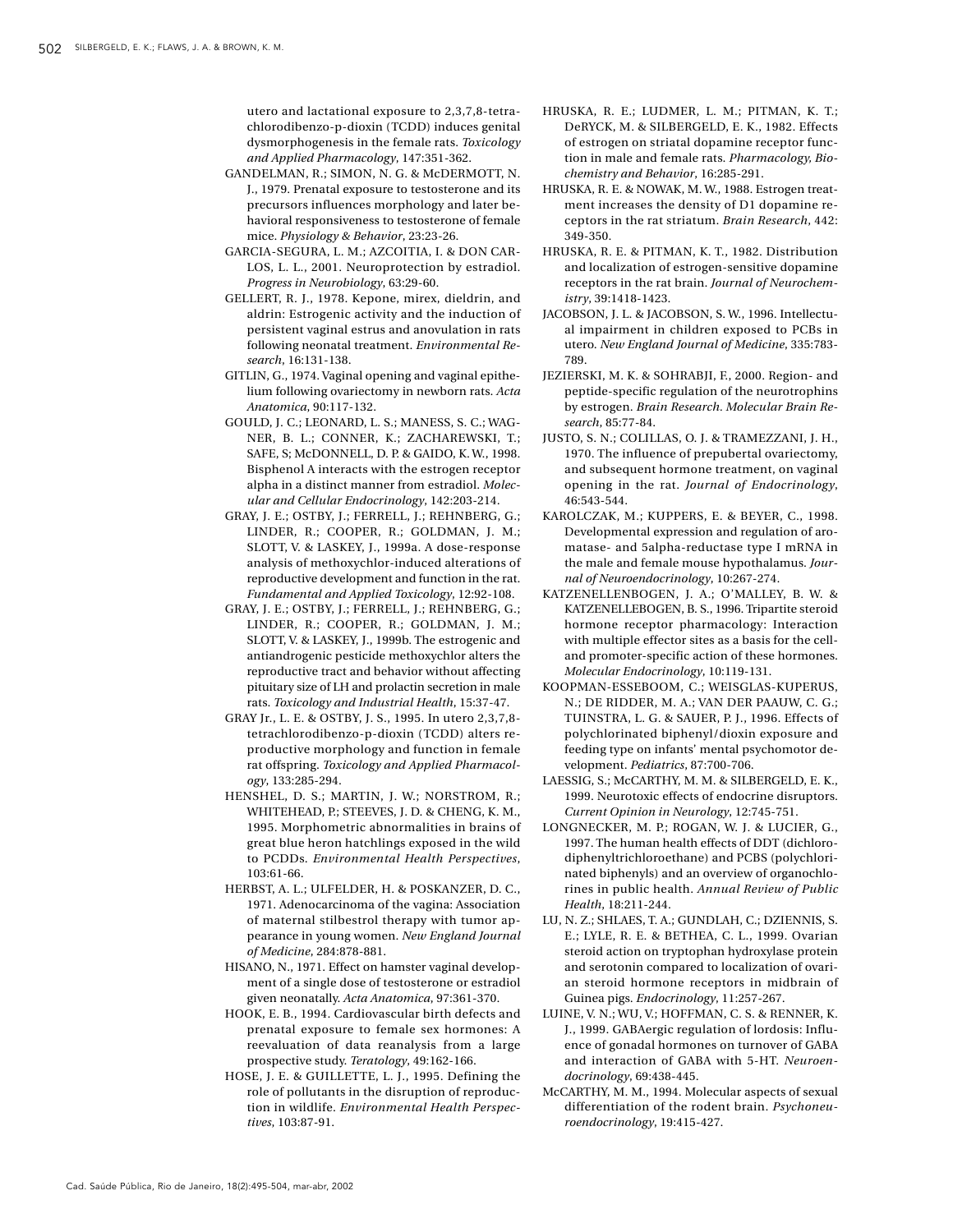utero and lactational exposure to 2,3,7,8-tetrachlorodibenzo-p-dioxin (TCDD) induces genital dysmorphogenesis in the female rats. *Toxicology and Applied Pharmacology*, 147:351-362.

GANDELMAN, R.; SIMON, N. G. & McDERMOTT, N. J., 1979. Prenatal exposure to testosterone and its precursors influences morphology and later behavioral responsiveness to testosterone of female mice. *Physiology & Behavior*, 23:23-26.

GARCIA-SEGURA, L. M.; AZCOITIA, I. & DON CARLOS, L. L., 2001. Neuroprotection by estradiol. *Progress in Neurobiology*, 63:29-60.

GELLERT, R. J., 1978. Kepone, mirex, dieldrin, and aldrin: Estrogenic activity and the induction of persistent vaginal estrus and anovulation in rats following neonatal treatment. *Environmental Research*, 16:131-138.

GITLIN, G., 1974. Vaginal opening and vaginal epithelium following ovariectomy in newborn rats. *Acta Anatomica*, 90:117-132.

GOULD, J. C.; LEONARD, L. S.; MANESS, S. C.; WAGNER, B. L.; CONNER, K.; ZACHAREWSKI, T.; SAFE, S; McDONNELL, D. P. & GAIDO, K. W., 1998. Bisphenol A interacts with the estrogen receptor alpha in a distinct manner from estradiol. *Molecular and Cellular Endocrinology*, 142:203-214.

GRAY, J. E.; OSTBY, J.; FERRELL, J.; REHNBERG, G.; LINDER, R.; COOPER, R.; GOLDMAN, J. M.; SLOTT, V. & LASKEY, J., 1999a. A dose-response analysis of methoxychlor-induced alterations of reproductive development and function in the rat. *Fundamental and Applied Toxicology*, 12:92-108.

GRAY, J. E.; OSTBY, J.; FERRELL, J.; REHNBERG, G.; LINDER, R.; COOPER, R.; GOLDMAN, J. M.; SLOTT, V. & LASKEY, J., 1999b. The estrogenic and antiandrogenic pesticide methoxychlor alters the reproductive tract and behavior without affecting pituitary size of LH and prolactin secretion in male rats. *Toxicology and Industrial Health*, 15:37-47.

GRAY Jr., L. E. & OSTBY, J. S., 1995. In utero 2,3,7,8-tetrachlorodibenzo-p-dioxin (TCDD) alters reproductive morphology and function in female rat offspring. *Toxicology and Applied Pharmacology*, 133:285-294.

HENSHEL, D. S.; MARTIN, J. W.; NORSTROM, R.; WHITEHEAD, P.; STEEVES, J. D. & CHENG, K. M., 1995. Morphometric abnormalities in brains of great blue heron hatchlings exposed in the wild to PCDDs. *Environmental Health Perspectives*, 103:61-66.

HERBST, A. L.; ULFELDER, H. & POSKANZER, D. C., 1971. Adenocarcinoma of the vagina: Association of maternal stilbestrol therapy with tumor appearance in young women. *New England Journal of Medicine*, 284:878-881.

HISANO, N., 1971. Effect on hamster vaginal development of a single dose of testosterone or estradiol given neonatally. *Acta Anatomica*, 97:361-370.

HOOK, E. B., 1994. Cardiovascular birth defects and prenatal exposure to female sex hormones: A reevaluation of data reanalysis from a large prospective study. *Teratology*, 49:162-166.

HOSE, J. E. & GUILLETTE, L. J., 1995. Defining the role of pollutants in the disruption of reproduction in wildlife. *Environmental Health Perspectives*, 103:87-91.

HRUSKA, R. E.; LUDMER, L. M.; PITMAN, K. T.; DeRYCK, M. & SILBERGELD, E. K., 1982. Effects of estrogen on striatal dopamine receptor function in male and female rats. *Pharmacology, Biochemistry and Behavior*, 16:285-291.

HRUSKA, R. E. & NOWAK, M. W., 1988. Estrogen treatment increases the density of D1 dopamine receptors in the rat striatum. *Brain Research*, 442: 349-350.

HRUSKA, R. E. & PITMAN, K. T., 1982. Distribution and localization of estrogen-sensitive dopamine receptors in the rat brain. *Journal of Neurochemistry*, 39:1418-1423.

JACOBSON, J. L. & JACOBSON, S. W., 1996. Intellectual impairment in children exposed to PCBs in utero. *New England Journal of Medicine*, 335:783-789.

JEZIERSKI, M. K. & SOHRABJI, F., 2000. Region- and peptide-specific regulation of the neurotrophins by estrogen. *Brain Research. Molecular Brain Research*, 85:77-84.

JUSTO, S. N.; COLILLAS, O. J. & TRAMEZZANI, J. H., 1970. The influence of prepubertal ovariectomy, and subsequent hormone treatment, on vaginal opening in the rat. *Journal of Endocrinology*, 46:543-544.

KAROLCZAK, M.; KUPPERS, E. & BEYER, C., 1998. Developmental expression and regulation of aromatase- and 5alpha-reductase type I mRNA in the male and female mouse hypothalamus. *Journal of Neuroendocrinology*, 10:267-274.

KATZENELLENBOGEN, J. A.; O'MALLEY, B. W. & KATZENELLEBOGEN, B. S., 1996. Tripartite steroid hormone receptor pharmacology: Interaction with multiple effector sites as a basis for the cell- and promoter-specific action of these hormones. *Molecular Endocrinology*, 10:119-131.

KOOPMAN-ESSEBOOM, C.; WEISGLAS-KUPERUS, N.; DE RIDDER, M. A.; VAN DER PAAUW, C. G.; TUINSTRA, L. G. & SAUER, P. J., 1996. Effects of polychlorinated biphenyl/dioxin exposure and feeding type on infants' mental psychomotor development. *Pediatrics*, 87:700-706.

LAESSIG, S.; McCARTHY, M. M. & SILBERGELD, E. K., 1999. Neurotoxic effects of endocrine disruptors. *Current Opinion in Neurology*, 12:745-751.

LONGNECKER, M. P.; ROGAN, W. J. & LUCIER, G., 1997. The human health effects of DDT (dichlorodiphenyltrichloroethane) and PCBS (polychlorinated biphenyls) and an overview of organochlorines in public health. *Annual Review of Public Health*, 18:211-244.

LU, N. Z.; SHLAES, T. A.; GUNDLAH, C.; DZIENNIS, S. E.; LYLE, R. E. & BETHEA, C. L., 1999. Ovarian steroid action on tryptophan hydroxylase protein and serotonin compared to localization of ovarian steroid hormone receptors in midbrain of Guinea pigs. *Endocrinology*, 11:257-267.

LUINE, V. N.; WU, V.; HOFFMAN, C. S. & RENNER, K. J., 1999. GABAergic regulation of lordosis: Influence of gonadal hormones on turnover of GABA and interaction of GABA with 5-HT. *Neuroendocrinology*, 69:438-445.

McCARTHY, M. M., 1994. Molecular aspects of sexual differentiation of the rodent brain. *Psychoneuroendocrinology*, 19:415-427.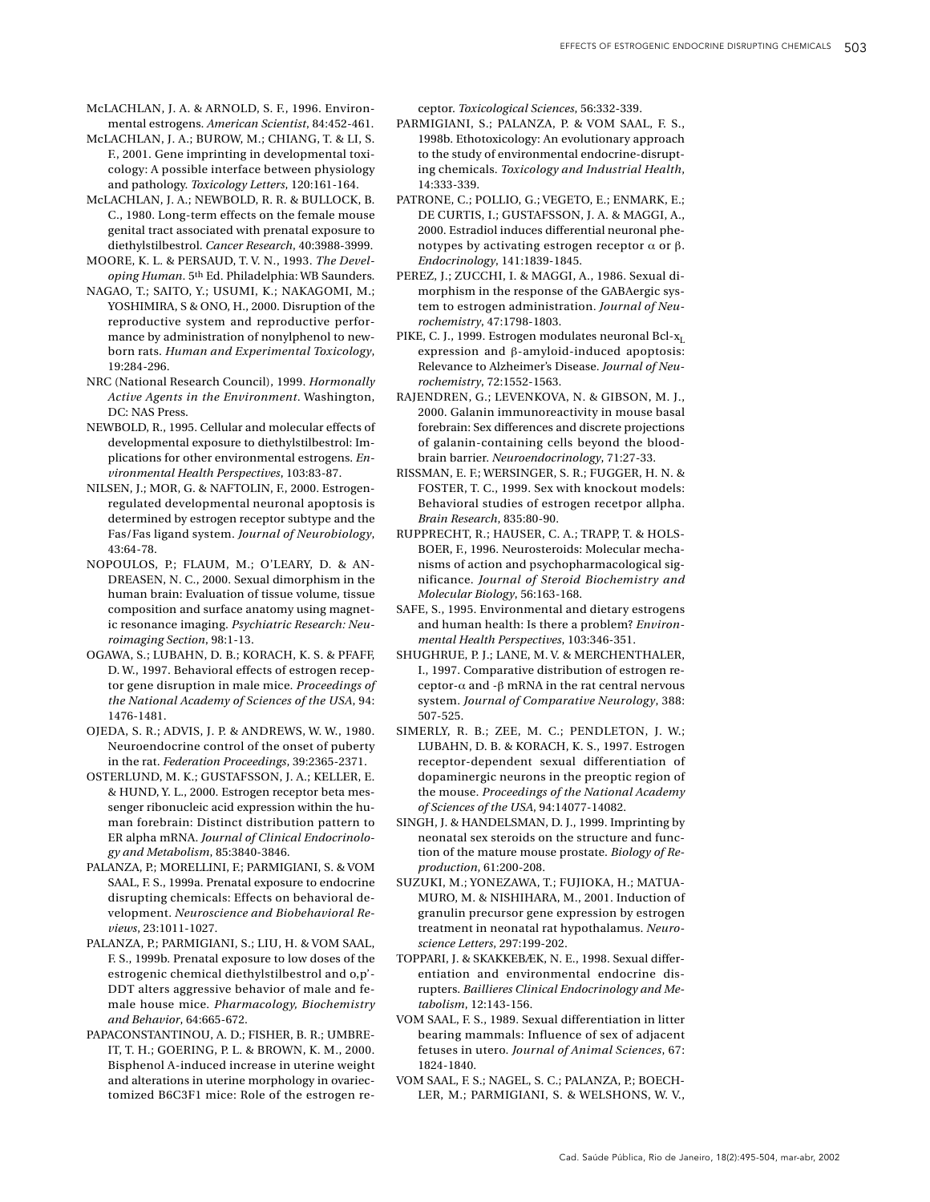McLACHLAN, J. A. & ARNOLD, S. F., 1996. Environmental estrogens. *American Scientist*, 84:452-461.

McLACHLAN, J. A.; BUROW, M.; CHIANG, T. & LI, S. F., 2001. Gene imprinting in developmental toxicology: A possible interface between physiology and pathology. *Toxicology Letters*, 120:161-164.

McLACHLAN, J. A.; NEWBOLD, R. R. & BULLOCK, B. C., 1980. Long-term effects on the female mouse genital tract associated with prenatal exposure to diethylstilbestrol. *Cancer Research*, 40:3988-3999.

MOORE, K. L. & PERSAUD, T. V. N., 1993. *The Developing Human*. 5th Ed. Philadelphia: WB Saunders.

NAGAO, T.; SAITO, Y.; USUMI, K.; NAKAGOMI, M.; YOSHIMIRA, S & ONO, H., 2000. Disruption of the reproductive system and reproductive performance by administration of nonylphenol to newborn rats. *Human and Experimental Toxicology*, 19:284-296.

NRC (National Research Council), 1999. *Hormonally Active Agents in the Environment*. Washington, DC: NAS Press.

NEWBOLD, R., 1995. Cellular and molecular effects of developmental exposure to diethylstilbestrol: Implications for other environmental estrogens. *Environmental Health Perspectives*, 103:83-87.

NILSEN, J.; MOR, G. & NAFTOLIN, F., 2000. Estrogen-regulated developmental neuronal apoptosis is determined by estrogen receptor subtype and the Fas/Fas ligand system. *Journal of Neurobiology*, 43:64-78.

NOPOULOS, P.; FLAUM, M.; O'LEARY, D. & ANDREASEN, N. C., 2000. Sexual dimorphism in the human brain: Evaluation of tissue volume, tissue composition and surface anatomy using magnetic resonance imaging. *Psychiatric Research: Neuroimaging Section*, 98:1-13.

OGAWA, S.; LUBAHN, D. B.; KORACH, K. S. & PFAFF, D. W., 1997. Behavioral effects of estrogen receptor gene disruption in male mice. *Proceedings of the National Academy of Sciences of the USA*, 94: 1476-1481.

OJEDA, S. R.; ADVIS, J. P. & ANDREWS, W. W., 1980. Neuroendocrine control of the onset of puberty in the rat. *Federation Proceedings*, 39:2365-2371.

OSTERLUND, M. K.; GUSTAFSSON, J. A.; KELLER, E. & HUND, Y. L., 2000. Estrogen receptor beta messenger ribonucleic acid expression within the human forebrain: Distinct distribution pattern to ER alpha mRNA. *Journal of Clinical Endocrinology and Metabolism*, 85:3840-3846.

PALANZA, P.; MORELLINI, F.; PARMIGIANI, S. & VOM SAAL, F. S., 1999a. Prenatal exposure to endocrine disrupting chemicals: Effects on behavioral development. *Neuroscience and Biobehavioral Reviews*, 23:1011-1027.

PALANZA, P.; PARMIGIANI, S.; LIU, H. & VOM SAAL, F. S., 1999b. Prenatal exposure to low doses of the estrogenic chemical diethylstilbestrol and o,p'-DDT alters aggressive behavior of male and female house mice. *Pharmacology, Biochemistry and Behavior*, 64:665-672.

PAPACONSTANTINOU, A. D.; FISHER, B. R.; UMBREIT, T. H.; GOERING, P. L. & BROWN, K. M., 2000. Bisphenol A-induced increase in uterine weight and alterations in uterine morphology in ovariectomized B6C3F1 mice: Role of the estrogen receptor. *Toxicological Sciences*, 56:332-339.

PARMIGIANI, S.; PALANZA, P. & VOM SAAL, F. S., 1998b. Ethotoxicology: An evolutionary approach to the study of environmental endocrine-disrupting chemicals. *Toxicology and Industrial Health*, 14:333-339.

PATRONE, C.; POLLIO, G.; VEGETO, E.; ENMARK, E.; DE CURTIS, I.; GUSTAFSSON, J. A. & MAGGI, A., 2000. Estradiol induces differential neuronal phenotypes by activating estrogen receptor $\alpha$ or $\beta$. *Endocrinology*, 141:1839-1845.

PEREZ, J.; ZUCCHI, I. & MAGGI, A., 1986. Sexual dimorphism in the response of the GABAergic system to estrogen administration. *Journal of Neurochemistry*, 47:1798-1803.

PIKE, C. J., 1999. Estrogen modulates neuronal Bcl-$x_L$ expression and $\beta$-amyloid-induced apoptosis: Relevance to Alzheimer's Disease. *Journal of Neurochemistry*, 72:1552-1563.

RAJENDREN, G.; LEVENKOVA, N. & GIBSON, M. J., 2000. Galanin immunoreactivity in mouse basal forebrain: Sex differences and discrete projections of galanin-containing cells beyond the blood-brain barrier. *Neuroendocrinology*, 71:27-33.

RISSMAN, E. F.; WERSINGER, S. R.; FUGGER, H. N. & FOSTER, T. C., 1999. Sex with knockout models: Behavioral studies of estrogen recetpor allpha. *Brain Research*, 835:80-90.

RUPPRECHT, R.; HAUSER, C. A.; TRAPP, T. & HOLSBOER, F., 1996. Neurosteroids: Molecular mechanisms of action and psychopharmacological significance. *Journal of Steroid Biochemistry and Molecular Biology*, 56:163-168.

SAFE, S., 1995. Environmental and dietary estrogens and human health: Is there a problem? *Environmental Health Perspectives*, 103:346-351.

SHUGHRUE, P. J.; LANE, M. V. & MERCHENTHALER, I., 1997. Comparative distribution of estrogen receptor-$\alpha$ and -$\beta$ mRNA in the rat central nervous system. *Journal of Comparative Neurology*, 388: 507-525.

SIMERLY, R. B.; ZEE, M. C.; PENDLETON, J. W.; LUBAHN, D. B. & KORACH, K. S., 1997. Estrogen receptor-dependent sexual differentiation of dopaminergic neurons in the preoptic region of the mouse. *Proceedings of the National Academy of Sciences of the USA*, 94:14077-14082.

SINGH, J. & HANDELSMAN, D. J., 1999. Imprinting by neonatal sex steroids on the structure and function of the mature mouse prostate. *Biology of Reproduction*, 61:200-208.

SUZUKI, M.; YONEZAWA, T.; FUJIOKA, H.; MATUAMURO, M. & NISHIHARA, M., 2001. Induction of granulin precursor gene expression by estrogen treatment in neonatal rat hypothalamus. *Neuroscience Letters*, 297:199-202.

TOPPARI, J. & SKAKKEBÆK, N. E., 1998. Sexual differentiation and environmental endocrine disrupters. *Baillieres Clinical Endocrinology and Metabolism*, 12:143-156.

VOM SAAL, F. S., 1989. Sexual differentiation in litter bearing mammals: Influence of sex of adjacent fetuses in utero. *Journal of Animal Sciences*, 67: 1824-1840.

VOM SAAL, F. S.; NAGEL, S. C.; PALANZA, P.; BOECHLER, M.; PARMIGIANI, S. & WELSHONS, W. V.,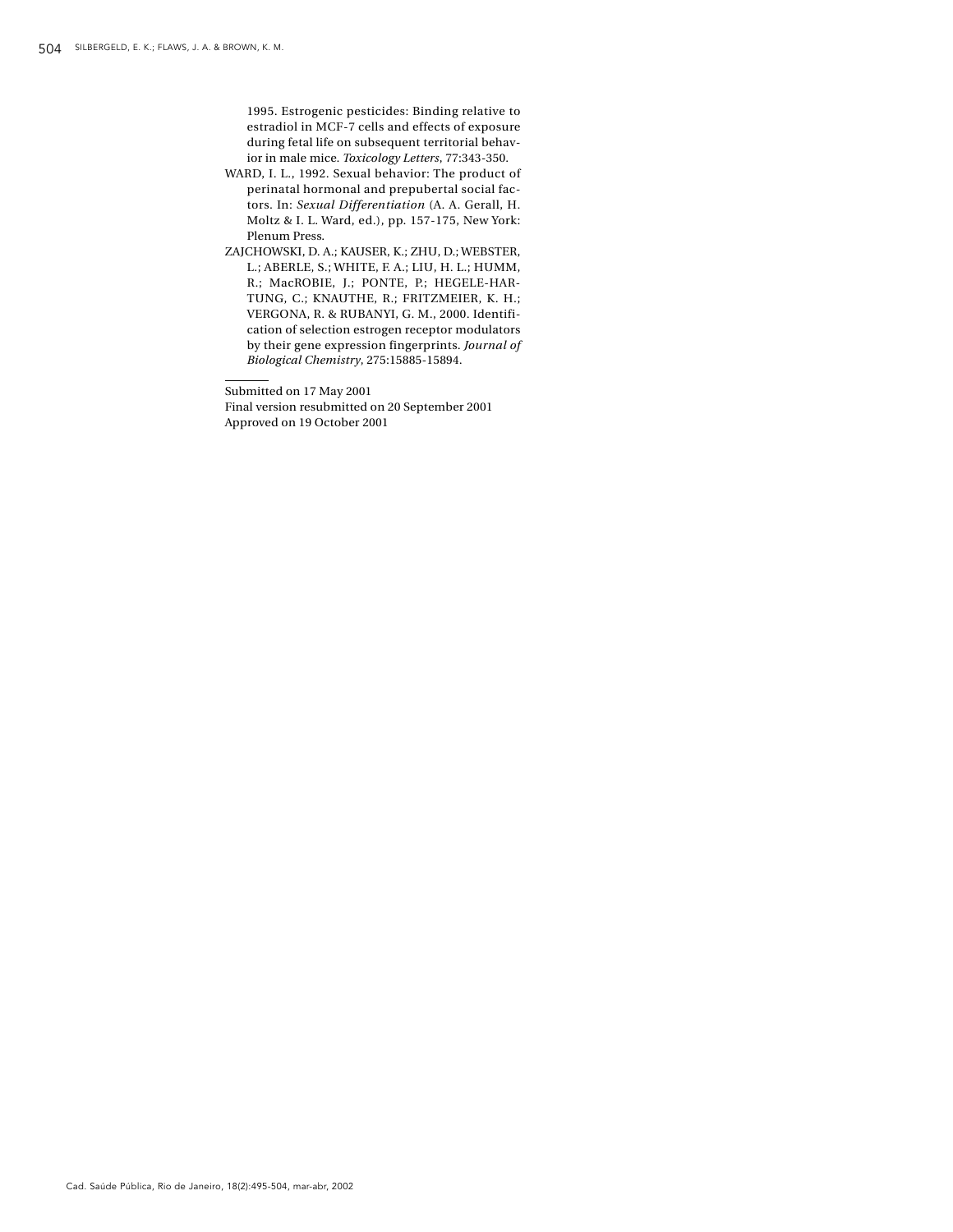1995. Estrogenic pesticides: Binding relative to estradiol in MCF-7 cells and effects of exposure during fetal life on subsequent territorial behavior in male mice. *Toxicology Letters*, 77:343-350.

WARD, I. L., 1992. Sexual behavior: The product of perinatal hormonal and prepubertal social factors. In: *Sexual Differentiation* (A. A. Gerall, H. Moltz & I. L. Ward, ed.), pp. 157-175, New York: Plenum Press.

ZAJCHOWSKI, D. A.; KAUSER, K.; ZHU, D.; WEBSTER, L.; ABERLE, S.; WHITE, F. A.; LIU, H. L.; HUMM, R.; MacROBIE, J.; PONTE, P.; HEGELE-HARTUNG, C.; KNAUTHE, R.; FRITZMEIER, K. H.; VERGONA, R. & RUBANYI, G. M., 2000. Identification of selection estrogen receptor modulators by their gene expression fingerprints. *Journal of Biological Chemistry*, 275:15885-15894.

---

Submitted on 17 May 2001

Final version resubmitted on 20 September 2001

Approved on 19 October 2001